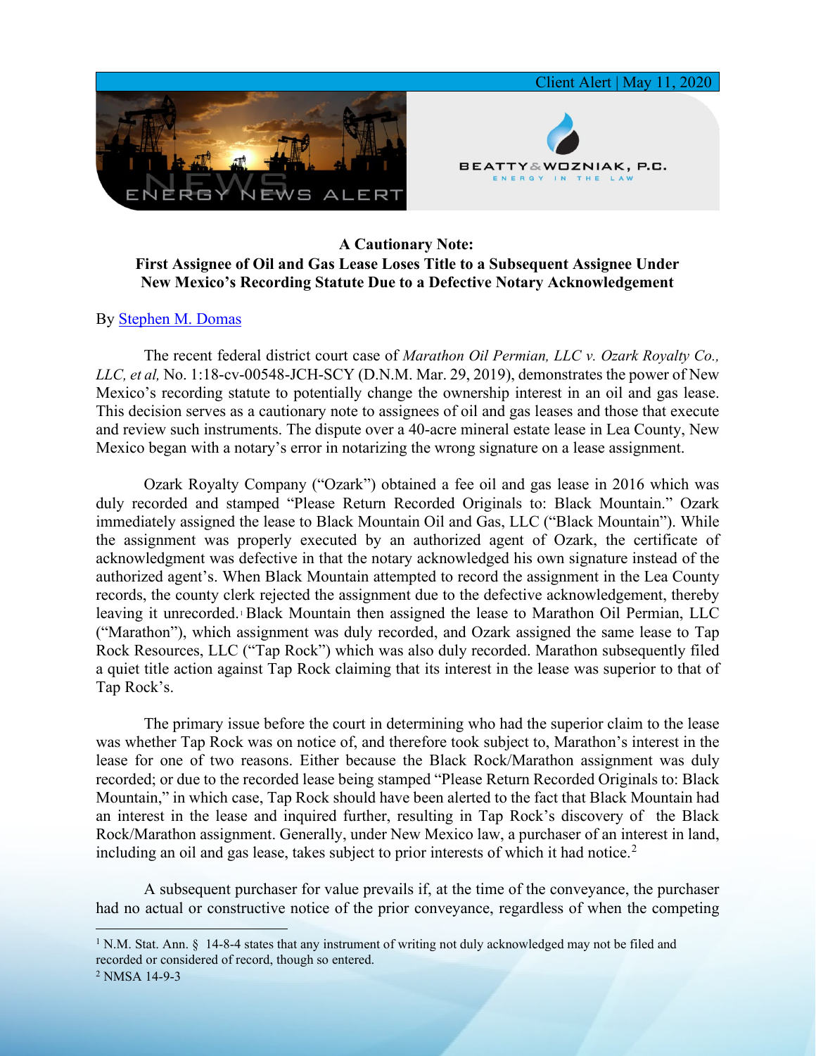Client Alert | May 11, 2020

ENERGY NEWS ALERT

BEATTY & WOZNIAK, P.C.
ENERGY IN THE LAW

**A Cautionary Note:**
**First Assignee of Oil and Gas Lease Loses Title to a Subsequent Assignee Under New Mexico's Recording Statute Due to a Defective Notary Acknowledgement**

By [Stephen M. Domas]()

The recent federal district court case of *Marathon Oil Permian, LLC v. Ozark Royalty Co., LLC, et al,* No. 1:18-cv-00548-JCH-SCY (D.N.M. Mar. 29, 2019), demonstrates the power of New Mexico's recording statute to potentially change the ownership interest in an oil and gas lease. This decision serves as a cautionary note to assignees of oil and gas leases and those that execute and review such instruments. The dispute over a 40-acre mineral estate lease in Lea County, New Mexico began with a notary's error in notarizing the wrong signature on a lease assignment.

Ozark Royalty Company ("Ozark") obtained a fee oil and gas lease in 2016 which was duly recorded and stamped "Please Return Recorded Originals to: Black Mountain." Ozark immediately assigned the lease to Black Mountain Oil and Gas, LLC ("Black Mountain"). While the assignment was properly executed by an authorized agent of Ozark, the certificate of acknowledgment was defective in that the notary acknowledged his own signature instead of the authorized agent's. When Black Mountain attempted to record the assignment in the Lea County records, the county clerk rejected the assignment due to the defective acknowledgement, thereby leaving it unrecorded.[1] Black Mountain then assigned the lease to Marathon Oil Permian, LLC ("Marathon"), which assignment was duly recorded, and Ozark assigned the same lease to Tap Rock Resources, LLC ("Tap Rock") which was also duly recorded. Marathon subsequently filed a quiet title action against Tap Rock claiming that its interest in the lease was superior to that of Tap Rock's.

The primary issue before the court in determining who had the superior claim to the lease was whether Tap Rock was on notice of, and therefore took subject to, Marathon's interest in the lease for one of two reasons. Either because the Black Rock/Marathon assignment was duly recorded; or due to the recorded lease being stamped "Please Return Recorded Originals to: Black Mountain," in which case, Tap Rock should have been alerted to the fact that Black Mountain had an interest in the lease and inquired further, resulting in Tap Rock's discovery of the Black Rock/Marathon assignment. Generally, under New Mexico law, a purchaser of an interest in land, including an oil and gas lease, takes subject to prior interests of which it had notice.[2]

A subsequent purchaser for value prevails if, at the time of the conveyance, the purchaser had no actual or constructive notice of the prior conveyance, regardless of when the competing

[1] N.M. Stat. Ann. § 14-8-4 states that any instrument of writing not duly acknowledged may not be filed and recorded or considered of record, though so entered.

[2] NMSA 14-9-3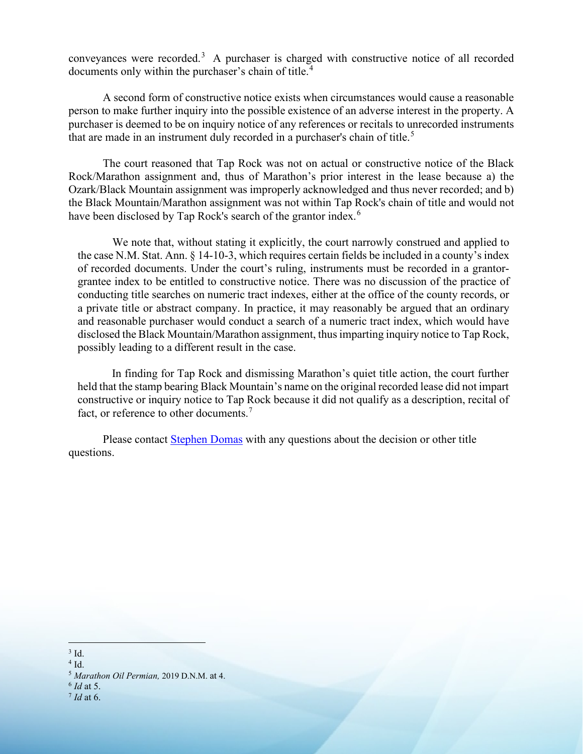conveyances were recorded.[3] A purchaser is charged with constructive notice of all recorded documents only within the purchaser's chain of title.[4]

A second form of constructive notice exists when circumstances would cause a reasonable person to make further inquiry into the possible existence of an adverse interest in the property. A purchaser is deemed to be on inquiry notice of any references or recitals to unrecorded instruments that are made in an instrument duly recorded in a purchaser's chain of title.[5]

The court reasoned that Tap Rock was not on actual or constructive notice of the Black Rock/Marathon assignment and, thus of Marathon's prior interest in the lease because a) the Ozark/Black Mountain assignment was improperly acknowledged and thus never recorded; and b) the Black Mountain/Marathon assignment was not within Tap Rock's chain of title and would not have been disclosed by Tap Rock's search of the grantor index.[6]

> We note that, without stating it explicitly, the court narrowly construed and applied to the case N.M. Stat. Ann. § 14-10-3, which requires certain fields be included in a county's index of recorded documents. Under the court's ruling, instruments must be recorded in a grantor-grantee index to be entitled to constructive notice. There was no discussion of the practice of conducting title searches on numeric tract indexes, either at the office of the county records, or a private title or abstract company. In practice, it may reasonably be argued that an ordinary and reasonable purchaser would conduct a search of a numeric tract index, which would have disclosed the Black Mountain/Marathon assignment, thus imparting inquiry notice to Tap Rock, possibly leading to a different result in the case.
>
> In finding for Tap Rock and dismissing Marathon's quiet title action, the court further held that the stamp bearing Black Mountain's name on the original recorded lease did not impart constructive or inquiry notice to Tap Rock because it did not qualify as a description, recital of fact, or reference to other documents.[7]

Please contact [Stephen Domas]() with any questions about the decision or other title questions.

---

[3] Id.

[4] Id.

[5] *Marathon Oil Permian,* 2019 D.N.M. at 4.

[6] *Id* at 5.

[7] *Id* at 6.